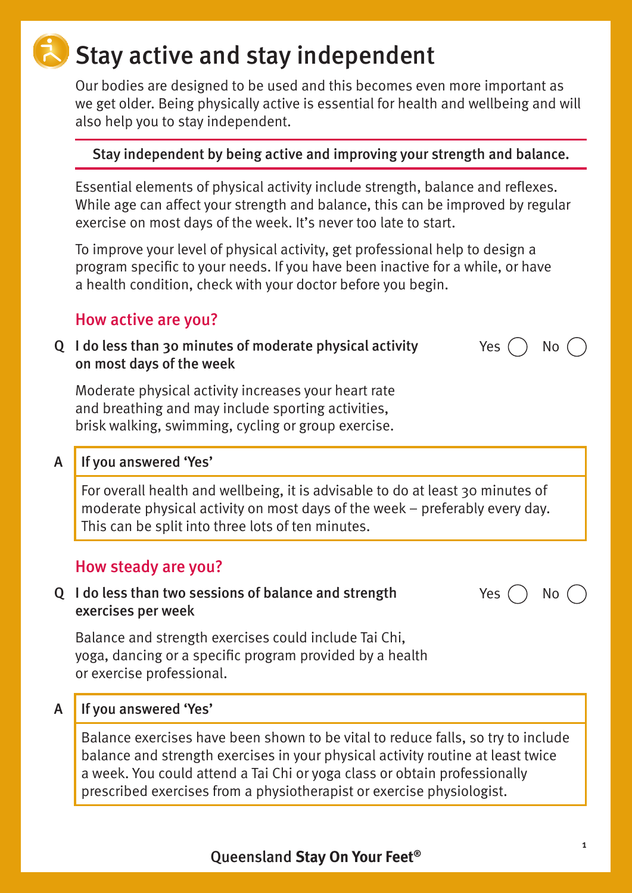# Stay active and stay independent

Our bodies are designed to be used and this becomes even more important as we get older. Being physically active is essential for health and wellbeing and will also help you to stay independent.

**Stay independent by being active and improving your strength and balance.**

Essential elements of physical activity include strength, balance and reflexes. While age can affect your strength and balance, this can be improved by regular exercise on most days of the week. It's never too late to start.

To improve your level of physical activity, get professional help to design a program specific to your needs. If you have been inactive for a while, or have a health condition, check with your doctor before you begin.

## How active are you?

**Q I do less than 30 minutes of moderate physical activity on most days of the week** Yes ◯ No ◯

Moderate physical activity increases your heart rate and breathing and may include sporting activities, brisk walking, swimming, cycling or group exercise.

**A If you answered 'Yes'**

For overall health and wellbeing, it is advisable to do at least 30 minutes of moderate physical activity on most days of the week – preferably every day. This can be split into three lots of ten minutes.

## How steady are you?

**Q I do less than two sessions of balance and strength exercises per week** Yes ◯ No ◯

Balance and strength exercises could include Tai Chi, yoga, dancing or a specific program provided by a health or exercise professional.

**A If you answered 'Yes'**

Balance exercises have been shown to be vital to reduce falls, so try to include balance and strength exercises in your physical activity routine at least twice a week. You could attend a Tai Chi or yoga class or obtain professionally prescribed exercises from a physiotherapist or exercise physiologist.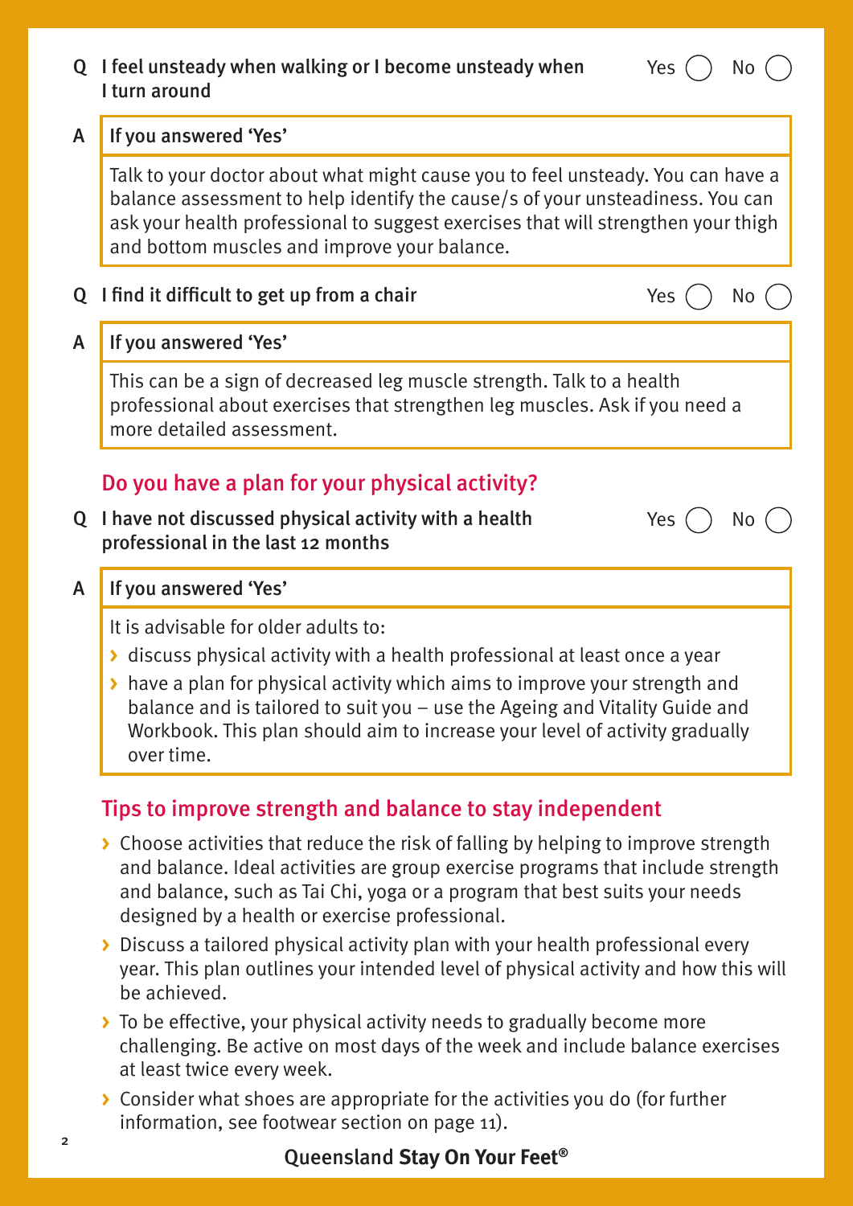**Q** **I feel unsteady when walking or I become unsteady when I turn around** Yes ◯ No ◯

**A** **If you answered 'Yes'**

Talk to your doctor about what might cause you to feel unsteady. You can have a balance assessment to help identify the cause/s of your unsteadiness. You can ask your health professional to suggest exercises that will strengthen your thigh and bottom muscles and improve your balance.

**Q** **I find it difficult to get up from a chair** Yes ◯ No ◯

**A** **If you answered 'Yes'**

This can be a sign of decreased leg muscle strength. Talk to a health professional about exercises that strengthen leg muscles. Ask if you need a more detailed assessment.

## Do you have a plan for your physical activity?

**Q** **I have not discussed physical activity with a health professional in the last 12 months** Yes ◯ No ◯

**A** **If you answered 'Yes'**

It is advisable for older adults to:

- discuss physical activity with a health professional at least once a year
- have a plan for physical activity which aims to improve your strength and balance and is tailored to suit you – use the Ageing and Vitality Guide and Workbook. This plan should aim to increase your level of activity gradually over time.

## Tips to improve strength and balance to stay independent

- Choose activities that reduce the risk of falling by helping to improve strength and balance. Ideal activities are group exercise programs that include strength and balance, such as Tai Chi, yoga or a program that best suits your needs designed by a health or exercise professional.
- Discuss a tailored physical activity plan with your health professional every year. This plan outlines your intended level of physical activity and how this will be achieved.
- To be effective, your physical activity needs to gradually become more challenging. Be active on most days of the week and include balance exercises at least twice every week.
- Consider what shoes are appropriate for the activities you do (for further information, see footwear section on page 11).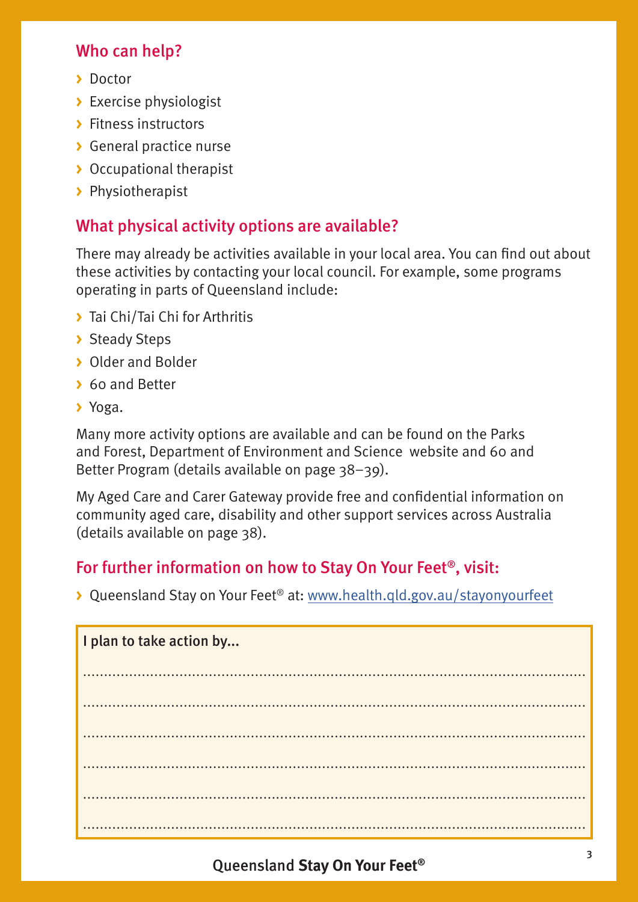## Who can help?

- Doctor
- Exercise physiologist
- Fitness instructors
- General practice nurse
- Occupational therapist
- Physiotherapist

## What physical activity options are available?

There may already be activities available in your local area. You can find out about these activities by contacting your local council. For example, some programs operating in parts of Queensland include:

- Tai Chi/Tai Chi for Arthritis
- Steady Steps
- Older and Bolder
- 60 and Better
- Yoga.

Many more activity options are available and can be found on the Parks and Forest, Department of Environment and Science website and 60 and Better Program (details available on page 38–39).

My Aged Care and Carer Gateway provide free and confidential information on community aged care, disability and other support services across Australia (details available on page 38).

## For further information on how to Stay On Your Feet®, visit:

- Queensland Stay on Your Feet® at: www.health.qld.gov.au/stayonyourfeet

**I plan to take action by...**

..........................................................................................................

..........................................................................................................

..........................................................................................................

..........................................................................................................

..........................................................................................................

..........................................................................................................